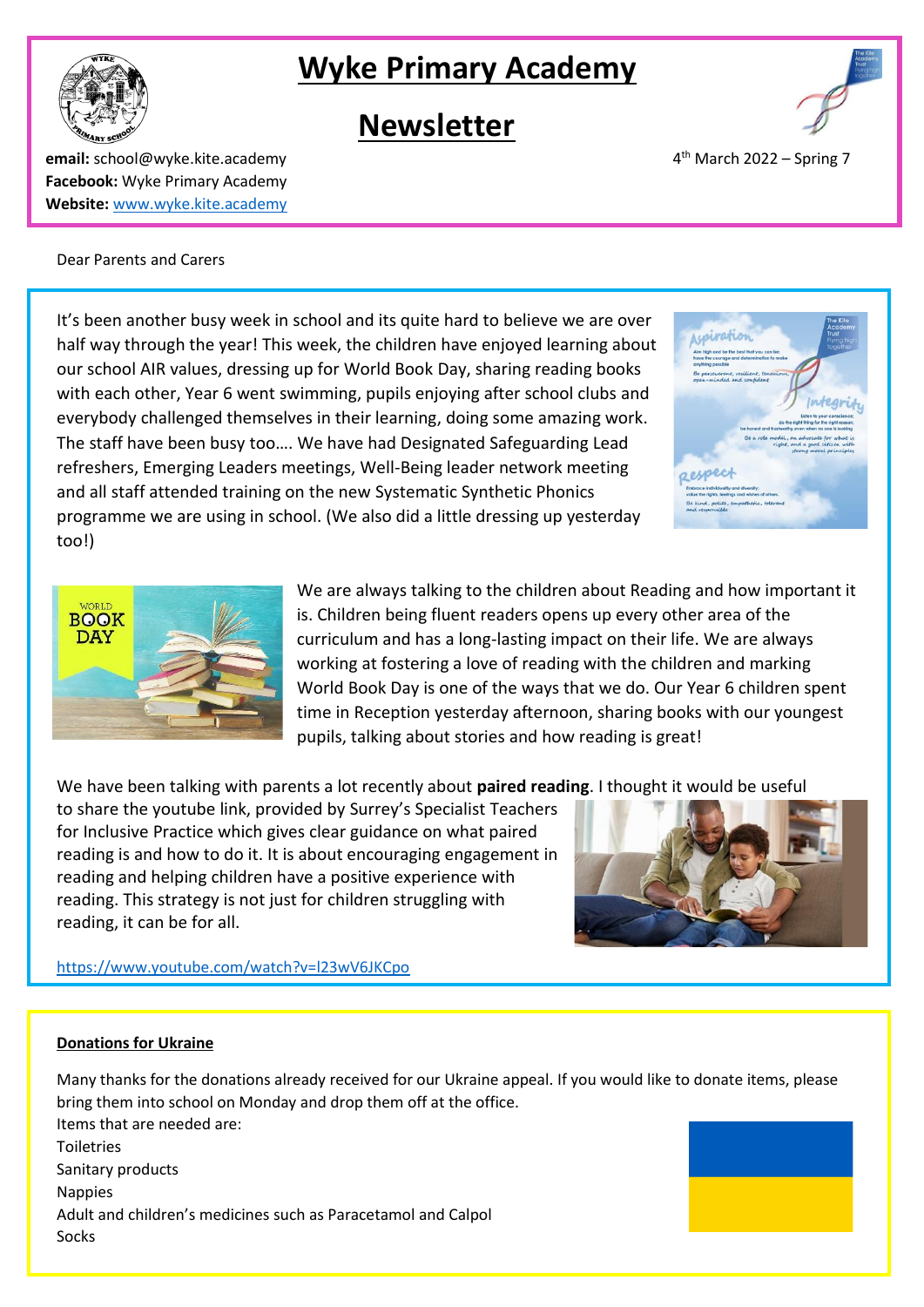# Wyke Primary Academy

# Newsletter

**email:** school@wyke.kite.academy
**Facebook:** Wyke Primary Academy
**Website:** [www.wyke.kite.academy](www.wyke.kite.academy)

4th March 2022 – Spring 7

Dear Parents and Carers

It's been another busy week in school and its quite hard to believe we are over half way through the year! This week, the children have enjoyed learning about our school AIR values, dressing up for World Book Day, sharing reading books with each other, Year 6 went swimming, pupils enjoying after school clubs and everybody challenged themselves in their learning, doing some amazing work. The staff have been busy too…. We have had Designated Safeguarding Lead refreshers, Emerging Leaders meetings, Well-Being leader network meeting and all staff attended training on the new Systematic Synthetic Phonics programme we are using in school. (We also did a little dressing up yesterday too!)

We are always talking to the children about Reading and how important it is. Children being fluent readers opens up every other area of the curriculum and has a long-lasting impact on their life. We are always working at fostering a love of reading with the children and marking World Book Day is one of the ways that we do. Our Year 6 children spent time in Reception yesterday afternoon, sharing books with our youngest pupils, talking about stories and how reading is great!

We have been talking with parents a lot recently about **paired reading**. I thought it would be useful to share the youtube link, provided by Surrey's Specialist Teachers for Inclusive Practice which gives clear guidance on what paired reading is and how to do it. It is about encouraging engagement in reading and helping children have a positive experience with reading. This strategy is not just for children struggling with reading, it can be for all.

[https://www.youtube.com/watch?v=l23wV6JKCpo](https://www.youtube.com/watch?v=l23wV6JKCpo)

## Donations for Ukraine

Many thanks for the donations already received for our Ukraine appeal. If you would like to donate items, please bring them into school on Monday and drop them off at the office.

Items that are needed are:

Toiletries
Sanitary products
Nappies
Adult and children's medicines such as Paracetamol and Calpol
Socks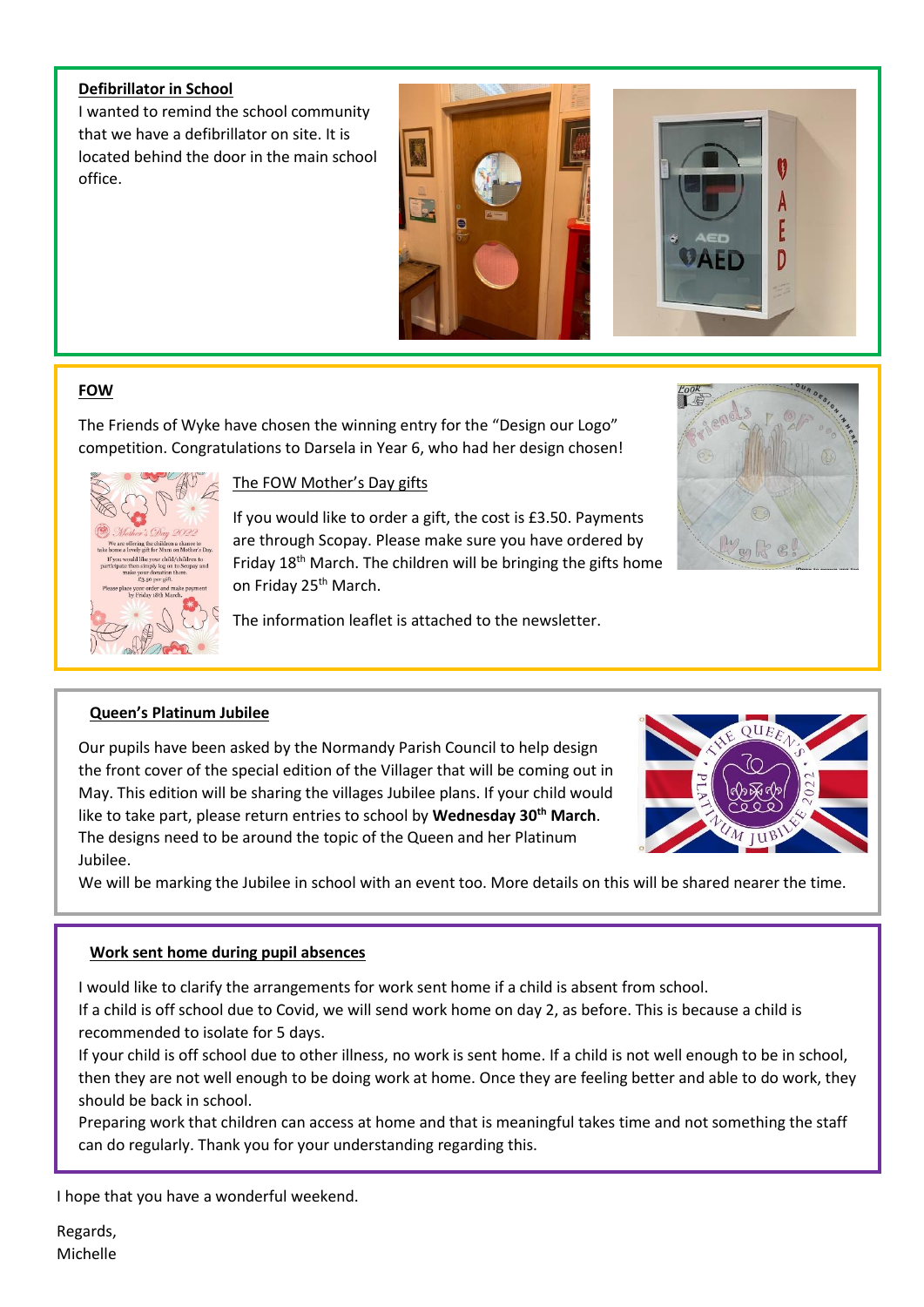**Defibrillator in School**

I wanted to remind the school community that we have a defibrillator on site. It is located behind the door in the main school office.

**FOW**

The Friends of Wyke have chosen the winning entry for the "Design our Logo" competition. Congratulations to Darsela in Year 6, who had her design chosen!

The FOW Mother's Day gifts

If you would like to order a gift, the cost is £3.50. Payments are through Scopay. Please make sure you have ordered by Friday 18th March. The children will be bringing the gifts home on Friday 25th March.

The information leaflet is attached to the newsletter.

**Queen's Platinum Jubilee**

Our pupils have been asked by the Normandy Parish Council to help design the front cover of the special edition of the Villager that will be coming out in May. This edition will be sharing the villages Jubilee plans. If your child would like to take part, please return entries to school by **Wednesday 30th March**. The designs need to be around the topic of the Queen and her Platinum Jubilee.

We will be marking the Jubilee in school with an event too. More details on this will be shared nearer the time.

**Work sent home during pupil absences**

I would like to clarify the arrangements for work sent home if a child is absent from school.

If a child is off school due to Covid, we will send work home on day 2, as before. This is because a child is recommended to isolate for 5 days.

If your child is off school due to other illness, no work is sent home. If a child is not well enough to be in school, then they are not well enough to be doing work at home. Once they are feeling better and able to do work, they should be back in school.

Preparing work that children can access at home and that is meaningful takes time and not something the staff can do regularly. Thank you for your understanding regarding this.

I hope that you have a wonderful weekend.

Regards,
Michelle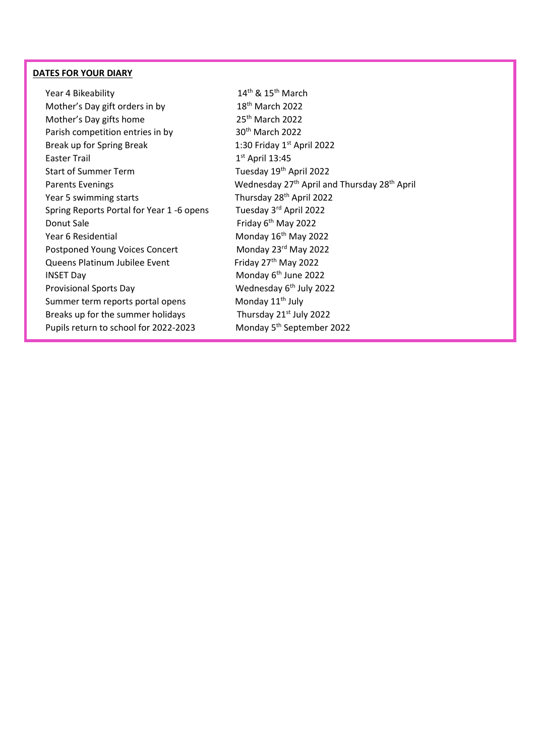**DATES FOR YOUR DIARY**

| | |
|---|---|
| Year 4 Bikeability | 14th & 15th March |
| Mother's Day gift orders in by | 18th March 2022 |
| Mother's Day gifts home | 25th March 2022 |
| Parish competition entries in by | 30th March 2022 |
| Break up for Spring Break | 1:30 Friday 1st April 2022 |
| Easter Trail | 1st April 13:45 |
| Start of Summer Term | Tuesday 19th April 2022 |
| Parents Evenings | Wednesday 27th April and Thursday 28th April |
| Year 5 swimming starts | Thursday 28th April 2022 |
| Spring Reports Portal for Year 1 -6 opens | Tuesday 3rd April 2022 |
| Donut Sale | Friday 6th May 2022 |
| Year 6 Residential | Monday 16th May 2022 |
| Postponed Young Voices Concert | Monday 23rd May 2022 |
| Queens Platinum Jubilee Event | Friday 27th May 2022 |
| INSET Day | Monday 6th June 2022 |
| Provisional Sports Day | Wednesday 6th July 2022 |
| Summer term reports portal opens | Monday 11th July |
| Breaks up for the summer holidays | Thursday 21st July 2022 |
| Pupils return to school for 2022-2023 | Monday 5th September 2022 |